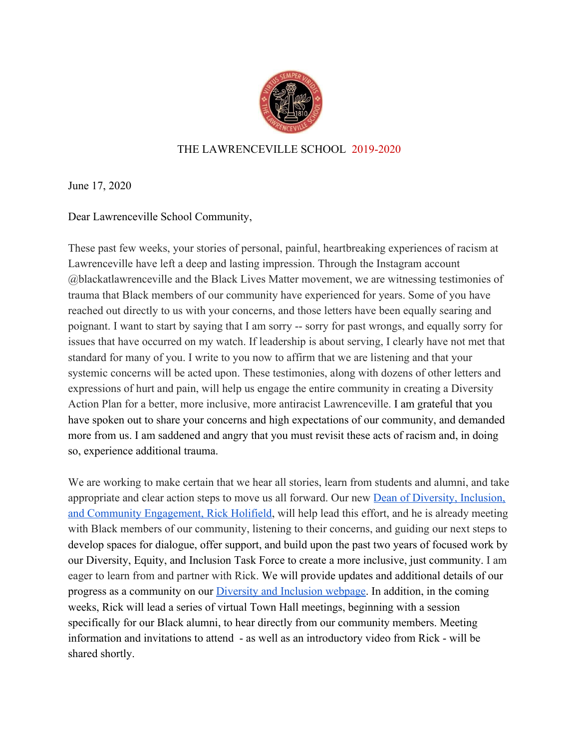THE LAWRENCEVILLE SCHOOL 2019-2020

June 17, 2020

Dear Lawrenceville School Community,

These past few weeks, your stories of personal, painful, heartbreaking experiences of racism at Lawrenceville have left a deep and lasting impression. Through the Instagram account @blackatlawrenceville and the Black Lives Matter movement, we are witnessing testimonies of trauma that Black members of our community have experienced for years. Some of you have reached out directly to us with your concerns, and those letters have been equally searing and poignant. I want to start by saying that I am sorry -- sorry for past wrongs, and equally sorry for issues that have occurred on my watch. If leadership is about serving, I clearly have not met that standard for many of you. I write to you now to affirm that we are listening and that your systemic concerns will be acted upon. These testimonies, along with dozens of other letters and expressions of hurt and pain, will help us engage the entire community in creating a Diversity Action Plan for a better, more inclusive, more antiracist Lawrenceville. I am grateful that you have spoken out to share your concerns and high expectations of our community, and demanded more from us. I am saddened and angry that you must revisit these acts of racism and, in doing so, experience additional trauma.

We are working to make certain that we hear all stories, learn from students and alumni, and take appropriate and clear action steps to move us all forward. Our new [Dean of Diversity, Inclusion, and Community Engagement, Rick Holifield](), will help lead this effort, and he is already meeting with Black members of our community, listening to their concerns, and guiding our next steps to develop spaces for dialogue, offer support, and build upon the past two years of focused work by our Diversity, Equity, and Inclusion Task Force to create a more inclusive, just community. I am eager to learn from and partner with Rick. We will provide updates and additional details of our progress as a community on our [Diversity and Inclusion webpage](). In addition, in the coming weeks, Rick will lead a series of virtual Town Hall meetings, beginning with a session specifically for our Black alumni, to hear directly from our community members. Meeting information and invitations to attend - as well as an introductory video from Rick - will be shared shortly.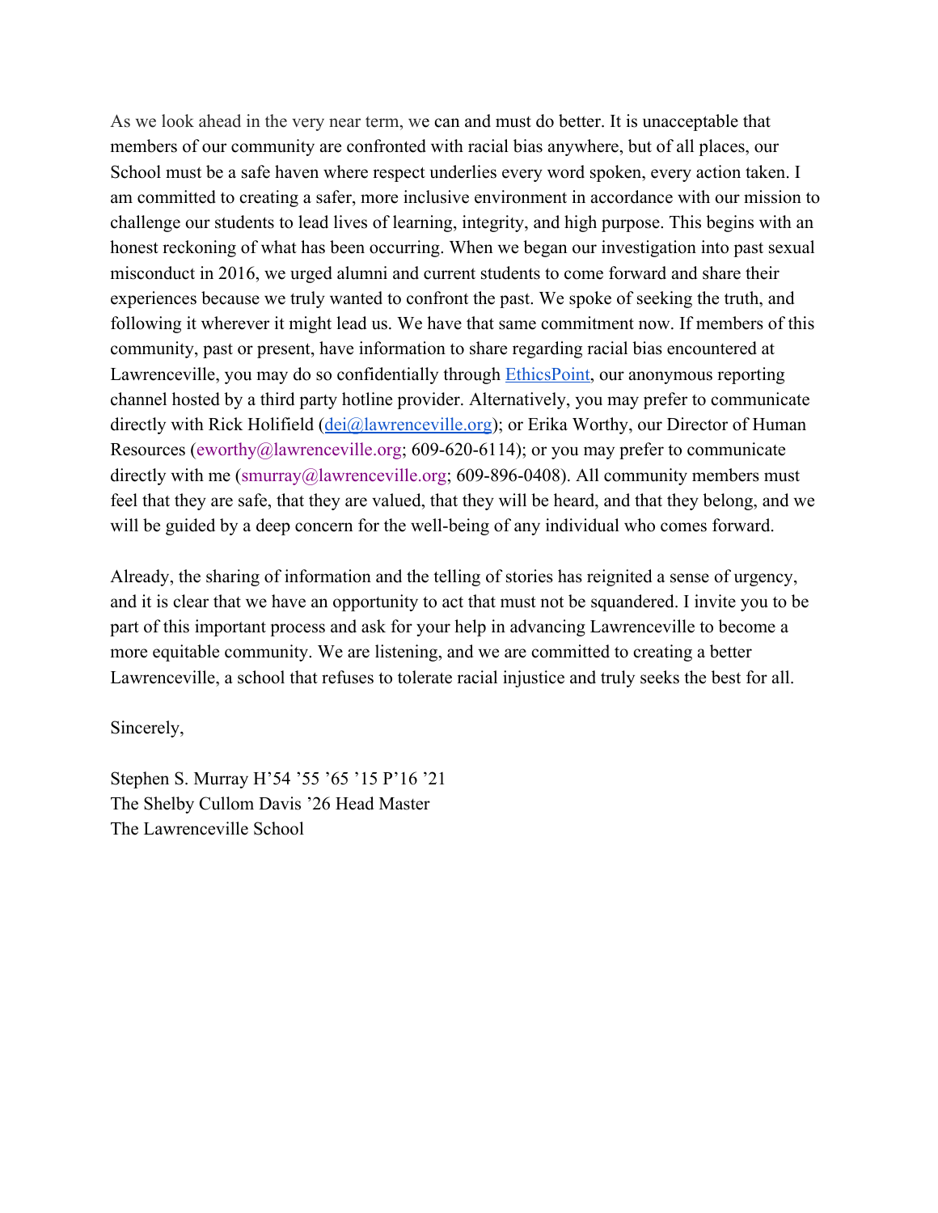As we look ahead in the very near term, we can and must do better. It is unacceptable that members of our community are confronted with racial bias anywhere, but of all places, our School must be a safe haven where respect underlies every word spoken, every action taken. I am committed to creating a safer, more inclusive environment in accordance with our mission to challenge our students to lead lives of learning, integrity, and high purpose. This begins with an honest reckoning of what has been occurring. When we began our investigation into past sexual misconduct in 2016, we urged alumni and current students to come forward and share their experiences because we truly wanted to confront the past. We spoke of seeking the truth, and following it wherever it might lead us. We have that same commitment now. If members of this community, past or present, have information to share regarding racial bias encountered at Lawrenceville, you may do so confidentially through EthicsPoint, our anonymous reporting channel hosted by a third party hotline provider. Alternatively, you may prefer to communicate directly with Rick Holifield (dei@lawrenceville.org); or Erika Worthy, our Director of Human Resources (eworthy@lawrenceville.org; 609-620-6114); or you may prefer to communicate directly with me (smurray@lawrenceville.org; 609-896-0408). All community members must feel that they are safe, that they are valued, that they will be heard, and that they belong, and we will be guided by a deep concern for the well-being of any individual who comes forward.

Already, the sharing of information and the telling of stories has reignited a sense of urgency, and it is clear that we have an opportunity to act that must not be squandered. I invite you to be part of this important process and ask for your help in advancing Lawrenceville to become a more equitable community. We are listening, and we are committed to creating a better Lawrenceville, a school that refuses to tolerate racial injustice and truly seeks the best for all.

Sincerely,

Stephen S. Murray H'54 '55 '65 '15 P'16 '21
The Shelby Cullom Davis '26 Head Master
The Lawrenceville School